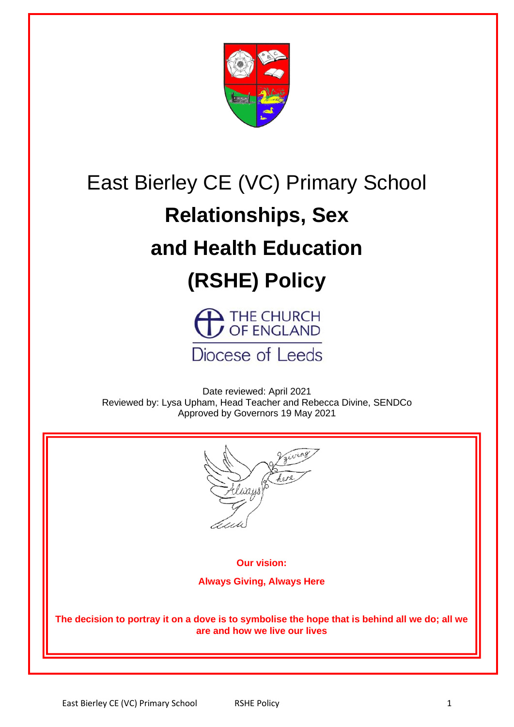# East Bierley CE (VC) Primary School

# Relationships, Sex and Health Education (RSHE) Policy

THE CHURCH OF ENGLAND

Diocese of Leeds

Date reviewed: April 2021
Reviewed by: Lysa Upham, Head Teacher and Rebecca Divine, SENDCo
Approved by Governors 19 May 2021

**Our vision:**

**Always Giving, Always Here**

**The decision to portray it on a dove is to symbolise the hope that is behind all we do; all we are and how we live our lives**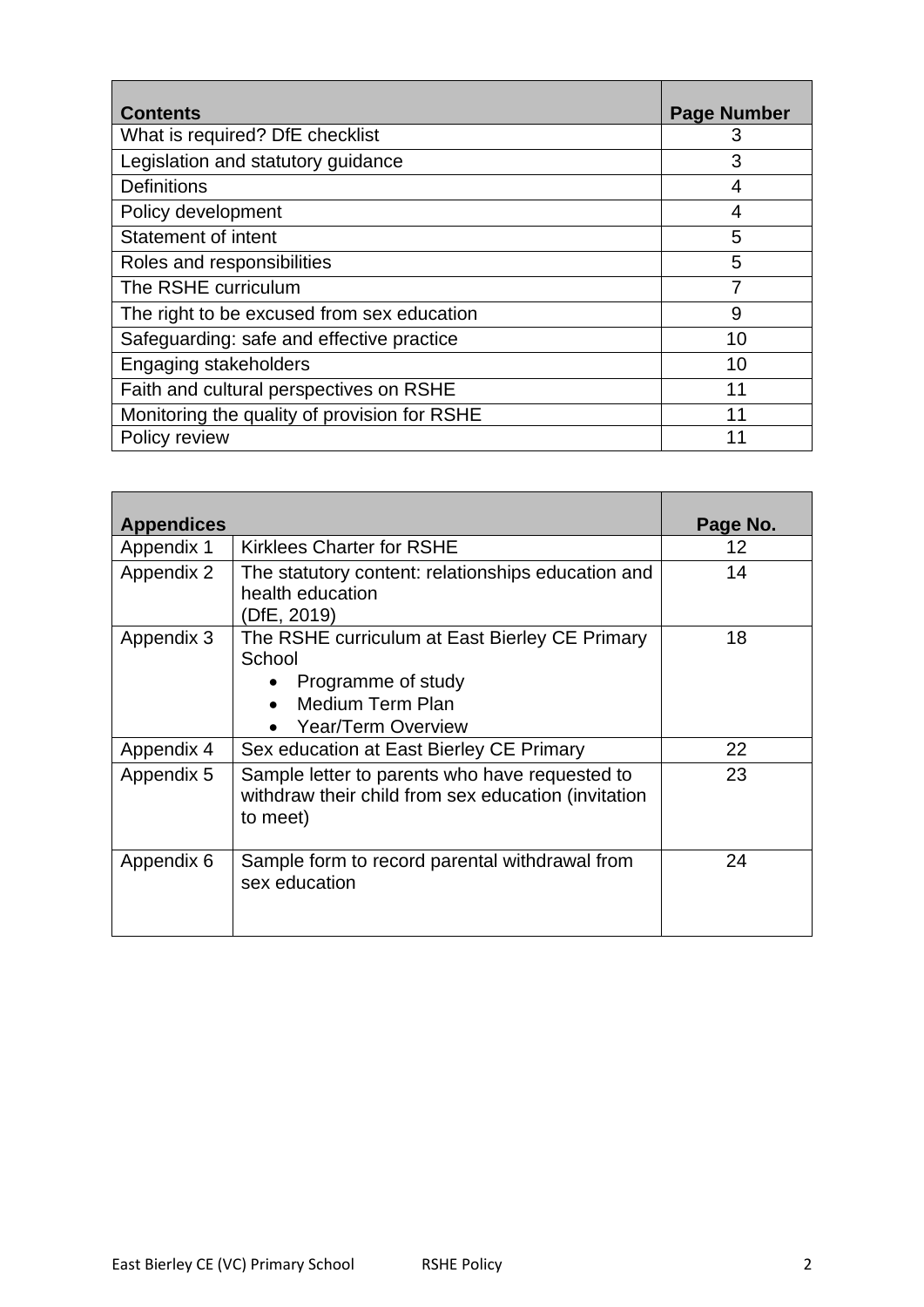| Contents | Page Number |
| --- | --- |
| What is required? DfE checklist | 3 |
| Legislation and statutory guidance | 3 |
| Definitions | 4 |
| Policy development | 4 |
| Statement of intent | 5 |
| Roles and responsibilities | 5 |
| The RSHE curriculum | 7 |
| The right to be excused from sex education | 9 |
| Safeguarding: safe and effective practice | 10 |
| Engaging stakeholders | 10 |
| Faith and cultural perspectives on RSHE | 11 |
| Monitoring the quality of provision for RSHE | 11 |
| Policy review | 11 |

| Appendices | | Page No. |
| --- | --- | --- |
| Appendix 1 | Kirklees Charter for RSHE | 12 |
| Appendix 2 | The statutory content: relationships education and health education (DfE, 2019) | 14 |
| Appendix 3 | The RSHE curriculum at East Bierley CE Primary School<br>• Programme of study<br>• Medium Term Plan<br>• Year/Term Overview | 18 |
| Appendix 4 | Sex education at East Bierley CE Primary | 22 |
| Appendix 5 | Sample letter to parents who have requested to withdraw their child from sex education (invitation to meet) | 23 |
| Appendix 6 | Sample form to record parental withdrawal from sex education | 24 |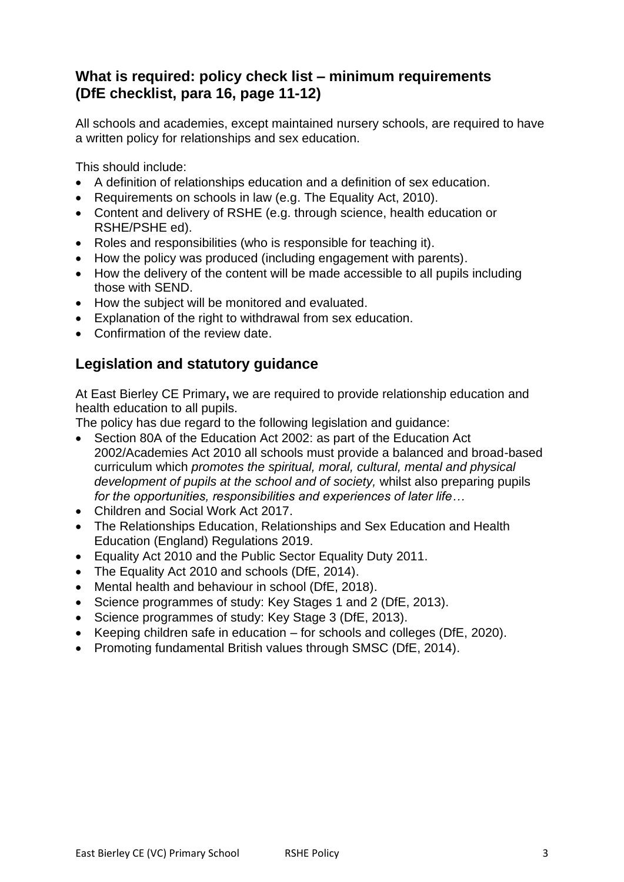## What is required: policy check list – minimum requirements (DfE checklist, para 16, page 11-12)

All schools and academies, except maintained nursery schools, are required to have a written policy for relationships and sex education.

This should include:

- A definition of relationships education and a definition of sex education.
- Requirements on schools in law (e.g. The Equality Act, 2010).
- Content and delivery of RSHE (e.g. through science, health education or RSHE/PSHE ed).
- Roles and responsibilities (who is responsible for teaching it).
- How the policy was produced (including engagement with parents).
- How the delivery of the content will be made accessible to all pupils including those with SEND.
- How the subject will be monitored and evaluated.
- Explanation of the right to withdrawal from sex education.
- Confirmation of the review date.

## Legislation and statutory guidance

At East Bierley CE Primary**,** we are required to provide relationship education and health education to all pupils.

The policy has due regard to the following legislation and guidance:

- Section 80A of the Education Act 2002: as part of the Education Act 2002/Academies Act 2010 all schools must provide a balanced and broad-based curriculum which *promotes the spiritual, moral, cultural, mental and physical development of pupils at the school and of society,* whilst also preparing pupils *for the opportunities, responsibilities and experiences of later life…*
- Children and Social Work Act 2017.
- The Relationships Education, Relationships and Sex Education and Health Education (England) Regulations 2019.
- Equality Act 2010 and the Public Sector Equality Duty 2011.
- The Equality Act 2010 and schools (DfE, 2014).
- Mental health and behaviour in school (DfE, 2018).
- Science programmes of study: Key Stages 1 and 2 (DfE, 2013).
- Science programmes of study: Key Stage 3 (DfE, 2013).
- Keeping children safe in education – for schools and colleges (DfE, 2020).
- Promoting fundamental British values through SMSC (DfE, 2014).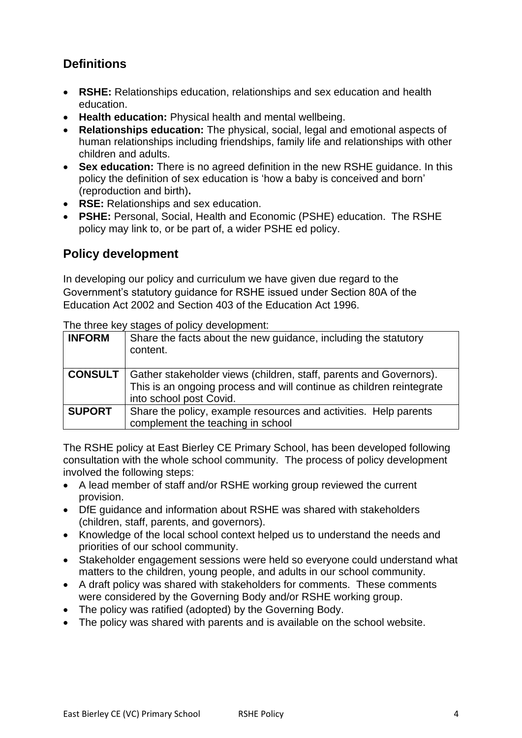## Definitions

- **RSHE:** Relationships education, relationships and sex education and health education.
- **Health education:** Physical health and mental wellbeing.
- **Relationships education:** The physical, social, legal and emotional aspects of human relationships including friendships, family life and relationships with other children and adults.
- **Sex education:** There is no agreed definition in the new RSHE guidance. In this policy the definition of sex education is 'how a baby is conceived and born' (reproduction and birth)**.**
- **RSE:** Relationships and sex education.
- **PSHE:** Personal, Social, Health and Economic (PSHE) education. The RSHE policy may link to, or be part of, a wider PSHE ed policy.

## Policy development

In developing our policy and curriculum we have given due regard to the Government's statutory guidance for RSHE issued under Section 80A of the Education Act 2002 and Section 403 of the Education Act 1996.

The three key stages of policy development:

| | |
|---|---|
| **INFORM** | Share the facts about the new guidance, including the statutory content. |
| **CONSULT** | Gather stakeholder views (children, staff, parents and Governors). This is an ongoing process and will continue as children reintegrate into school post Covid. |
| **SUPORT** | Share the policy, example resources and activities. Help parents complement the teaching in school |

The RSHE policy at East Bierley CE Primary School, has been developed following consultation with the whole school community. The process of policy development involved the following steps:

- A lead member of staff and/or RSHE working group reviewed the current provision.
- DfE guidance and information about RSHE was shared with stakeholders (children, staff, parents, and governors).
- Knowledge of the local school context helped us to understand the needs and priorities of our school community.
- Stakeholder engagement sessions were held so everyone could understand what matters to the children, young people, and adults in our school community.
- A draft policy was shared with stakeholders for comments. These comments were considered by the Governing Body and/or RSHE working group.
- The policy was ratified (adopted) by the Governing Body.
- The policy was shared with parents and is available on the school website.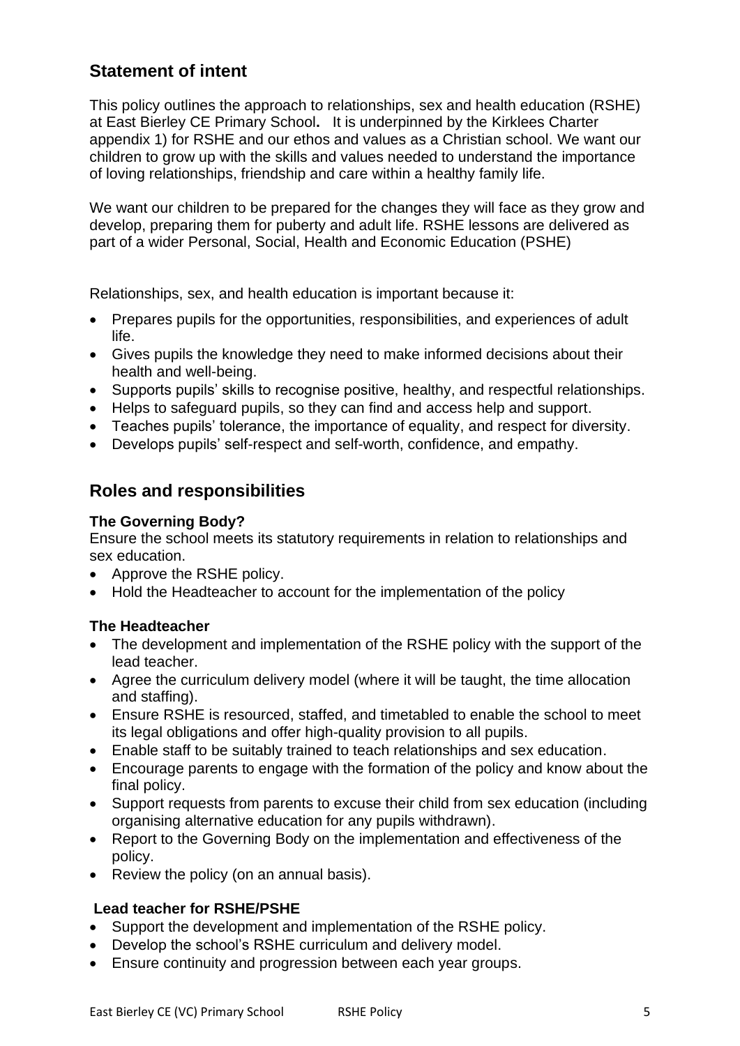## Statement of intent

This policy outlines the approach to relationships, sex and health education (RSHE) at East Bierley CE Primary School**.** It is underpinned by the Kirklees Charter appendix 1) for RSHE and our ethos and values as a Christian school. We want our children to grow up with the skills and values needed to understand the importance of loving relationships, friendship and care within a healthy family life.

We want our children to be prepared for the changes they will face as they grow and develop, preparing them for puberty and adult life. RSHE lessons are delivered as part of a wider Personal, Social, Health and Economic Education (PSHE)

Relationships, sex, and health education is important because it:

- Prepares pupils for the opportunities, responsibilities, and experiences of adult life.
- Gives pupils the knowledge they need to make informed decisions about their health and well-being.
- Supports pupils' skills to recognise positive, healthy, and respectful relationships.
- Helps to safeguard pupils, so they can find and access help and support.
- Teaches pupils' tolerance, the importance of equality, and respect for diversity.
- Develops pupils' self-respect and self-worth, confidence, and empathy.

## Roles and responsibilities

**The Governing Body?**

Ensure the school meets its statutory requirements in relation to relationships and sex education.

- Approve the RSHE policy.
- Hold the Headteacher to account for the implementation of the policy

**The Headteacher**

- The development and implementation of the RSHE policy with the support of the lead teacher.
- Agree the curriculum delivery model (where it will be taught, the time allocation and staffing).
- Ensure RSHE is resourced, staffed, and timetabled to enable the school to meet its legal obligations and offer high-quality provision to all pupils.
- Enable staff to be suitably trained to teach relationships and sex education.
- Encourage parents to engage with the formation of the policy and know about the final policy.
- Support requests from parents to excuse their child from sex education (including organising alternative education for any pupils withdrawn).
- Report to the Governing Body on the implementation and effectiveness of the policy.
- Review the policy (on an annual basis).

**Lead teacher for RSHE/PSHE**

- Support the development and implementation of the RSHE policy.
- Develop the school's RSHE curriculum and delivery model.
- Ensure continuity and progression between each year groups.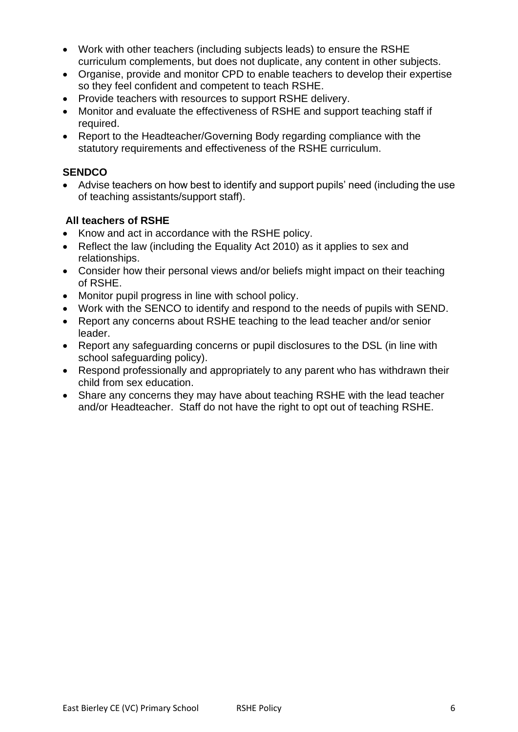- Work with other teachers (including subjects leads) to ensure the RSHE curriculum complements, but does not duplicate, any content in other subjects.
- Organise, provide and monitor CPD to enable teachers to develop their expertise so they feel confident and competent to teach RSHE.
- Provide teachers with resources to support RSHE delivery.
- Monitor and evaluate the effectiveness of RSHE and support teaching staff if required.
- Report to the Headteacher/Governing Body regarding compliance with the statutory requirements and effectiveness of the RSHE curriculum.

**SENDCO**

- Advise teachers on how best to identify and support pupils' need (including the use of teaching assistants/support staff).

**All teachers of RSHE**

- Know and act in accordance with the RSHE policy.
- Reflect the law (including the Equality Act 2010) as it applies to sex and relationships.
- Consider how their personal views and/or beliefs might impact on their teaching of RSHE.
- Monitor pupil progress in line with school policy.
- Work with the SENCO to identify and respond to the needs of pupils with SEND.
- Report any concerns about RSHE teaching to the lead teacher and/or senior leader.
- Report any safeguarding concerns or pupil disclosures to the DSL (in line with school safeguarding policy).
- Respond professionally and appropriately to any parent who has withdrawn their child from sex education.
- Share any concerns they may have about teaching RSHE with the lead teacher and/or Headteacher. Staff do not have the right to opt out of teaching RSHE.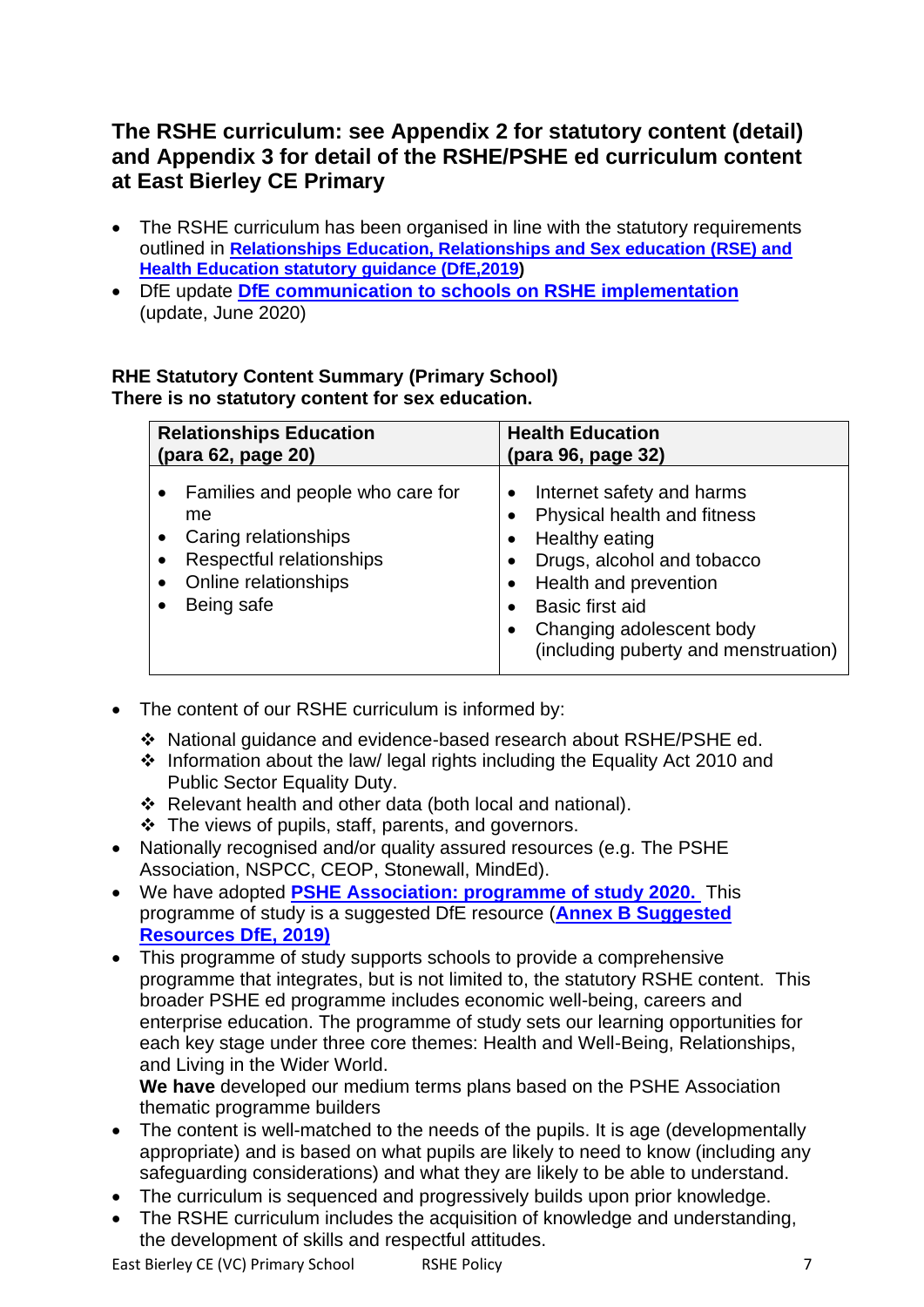## The RSHE curriculum: see Appendix 2 for statutory content (detail) and Appendix 3 for detail of the RSHE/PSHE ed curriculum content at East Bierley CE Primary

- The RSHE curriculum has been organised in line with the statutory requirements outlined in **Relationships Education, Relationships and Sex education (RSE) and Health Education statutory guidance (DfE,2019)**
- DfE update **DfE communication to schools on RSHE implementation** (update, June 2020)

**RHE Statutory Content Summary (Primary School)**
**There is no statutory content for sex education.**

| Relationships Education (para 62, page 20) | Health Education (para 96, page 32) |
|---|---|
| • Families and people who care for me<br>• Caring relationships<br>• Respectful relationships<br>• Online relationships<br>• Being safe | • Internet safety and harms<br>• Physical health and fitness<br>• Healthy eating<br>• Drugs, alcohol and tobacco<br>• Health and prevention<br>• Basic first aid<br>• Changing adolescent body (including puberty and menstruation) |

- The content of our RSHE curriculum is informed by:
  - ❖ National guidance and evidence-based research about RSHE/PSHE ed.
  - ❖ Information about the law/ legal rights including the Equality Act 2010 and Public Sector Equality Duty.
  - ❖ Relevant health and other data (both local and national).
  - ❖ The views of pupils, staff, parents, and governors.
- Nationally recognised and/or quality assured resources (e.g. The PSHE Association, NSPCC, CEOP, Stonewall, MindEd).
- We have adopted **PSHE Association: programme of study 2020.** This programme of study is a suggested DfE resource (**Annex B Suggested Resources DfE, 2019)**
- This programme of study supports schools to provide a comprehensive programme that integrates, but is not limited to, the statutory RSHE content. This broader PSHE ed programme includes economic well-being, careers and enterprise education. The programme of study sets our learning opportunities for each key stage under three core themes: Health and Well-Being, Relationships, and Living in the Wider World.
  **We have** developed our medium terms plans based on the PSHE Association thematic programme builders
- The content is well-matched to the needs of the pupils. It is age (developmentally appropriate) and is based on what pupils are likely to need to know (including any safeguarding considerations) and what they are likely to be able to understand.
- The curriculum is sequenced and progressively builds upon prior knowledge.
- The RSHE curriculum includes the acquisition of knowledge and understanding, the development of skills and respectful attitudes.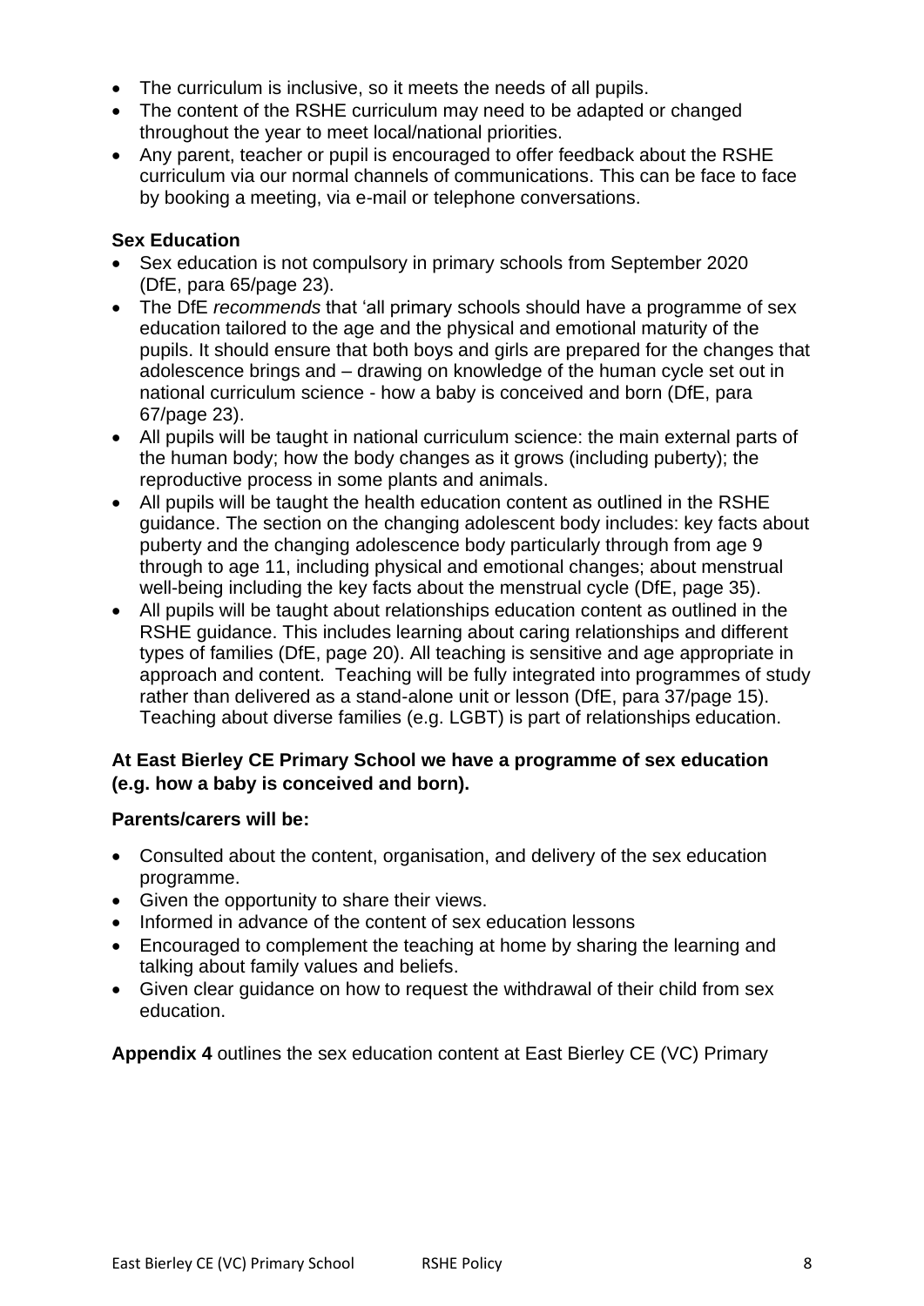- The curriculum is inclusive, so it meets the needs of all pupils.
- The content of the RSHE curriculum may need to be adapted or changed throughout the year to meet local/national priorities.
- Any parent, teacher or pupil is encouraged to offer feedback about the RSHE curriculum via our normal channels of communications. This can be face to face by booking a meeting, via e-mail or telephone conversations.

**Sex Education**

- Sex education is not compulsory in primary schools from September 2020 (DfE, para 65/page 23).
- The DfE *recommends* that 'all primary schools should have a programme of sex education tailored to the age and the physical and emotional maturity of the pupils. It should ensure that both boys and girls are prepared for the changes that adolescence brings and – drawing on knowledge of the human cycle set out in national curriculum science - how a baby is conceived and born (DfE, para 67/page 23).
- All pupils will be taught in national curriculum science: the main external parts of the human body; how the body changes as it grows (including puberty); the reproductive process in some plants and animals.
- All pupils will be taught the health education content as outlined in the RSHE guidance. The section on the changing adolescent body includes: key facts about puberty and the changing adolescence body particularly through from age 9 through to age 11, including physical and emotional changes; about menstrual well-being including the key facts about the menstrual cycle (DfE, page 35).
- All pupils will be taught about relationships education content as outlined in the RSHE guidance. This includes learning about caring relationships and different types of families (DfE, page 20). All teaching is sensitive and age appropriate in approach and content. Teaching will be fully integrated into programmes of study rather than delivered as a stand-alone unit or lesson (DfE, para 37/page 15). Teaching about diverse families (e.g. LGBT) is part of relationships education.

**At East Bierley CE Primary School we have a programme of sex education (e.g. how a baby is conceived and born).**

**Parents/carers will be:**

- Consulted about the content, organisation, and delivery of the sex education programme.
- Given the opportunity to share their views.
- Informed in advance of the content of sex education lessons
- Encouraged to complement the teaching at home by sharing the learning and talking about family values and beliefs.
- Given clear guidance on how to request the withdrawal of their child from sex education.

**Appendix 4** outlines the sex education content at East Bierley CE (VC) Primary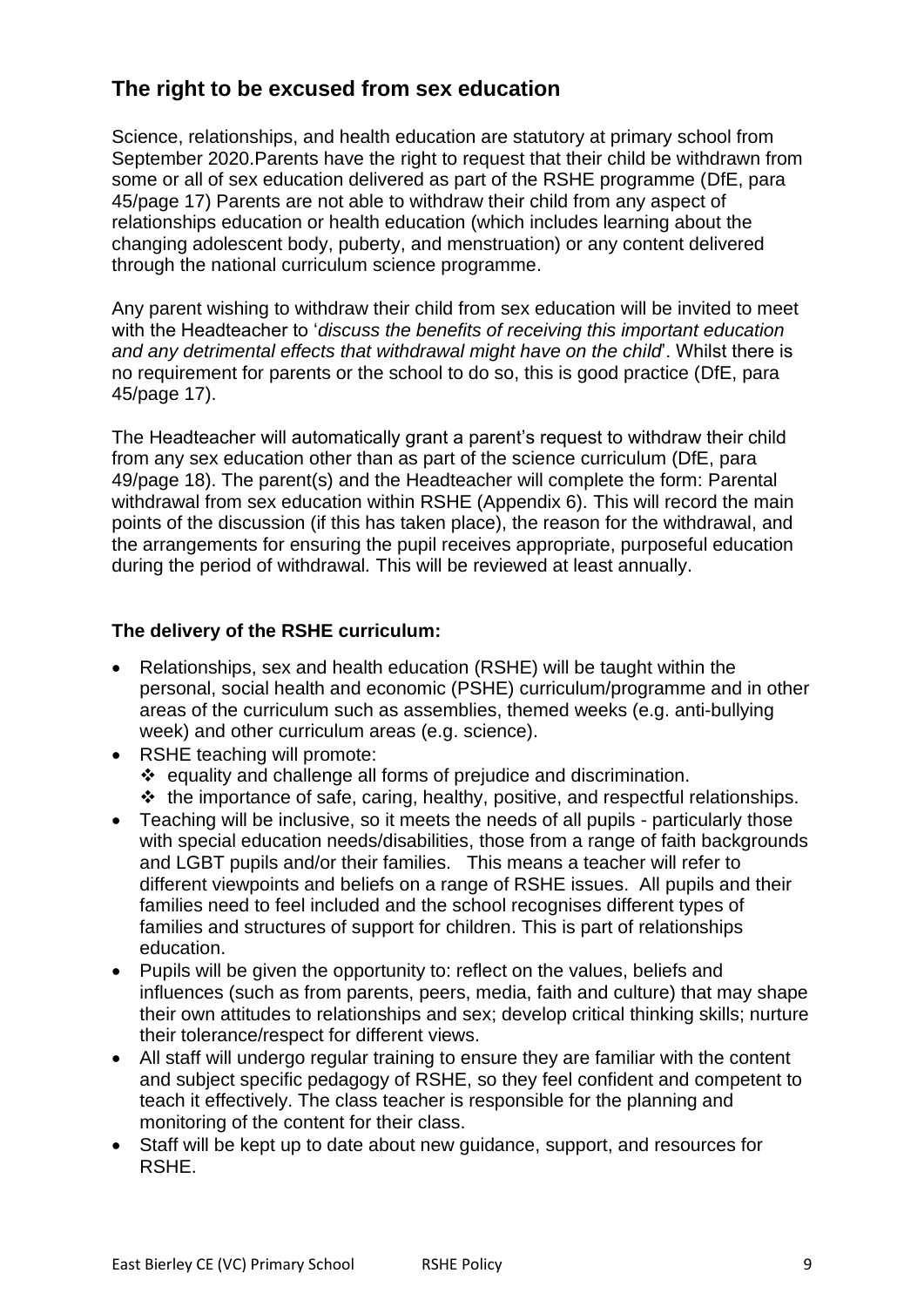## The right to be excused from sex education

Science, relationships, and health education are statutory at primary school from September 2020.Parents have the right to request that their child be withdrawn from some or all of sex education delivered as part of the RSHE programme (DfE, para 45/page 17) Parents are not able to withdraw their child from any aspect of relationships education or health education (which includes learning about the changing adolescent body, puberty, and menstruation) or any content delivered through the national curriculum science programme.

Any parent wishing to withdraw their child from sex education will be invited to meet with the Headteacher to '*discuss the benefits of receiving this important education and any detrimental effects that withdrawal might have on the child*'. Whilst there is no requirement for parents or the school to do so, this is good practice (DfE, para 45/page 17).

The Headteacher will automatically grant a parent's request to withdraw their child from any sex education other than as part of the science curriculum (DfE, para 49/page 18). The parent(s) and the Headteacher will complete the form: Parental withdrawal from sex education within RSHE (Appendix 6). This will record the main points of the discussion (if this has taken place), the reason for the withdrawal, and the arrangements for ensuring the pupil receives appropriate, purposeful education during the period of withdrawal. This will be reviewed at least annually.

**The delivery of the RSHE curriculum:**

- Relationships, sex and health education (RSHE) will be taught within the personal, social health and economic (PSHE) curriculum/programme and in other areas of the curriculum such as assemblies, themed weeks (e.g. anti-bullying week) and other curriculum areas (e.g. science).
- RSHE teaching will promote:
  - equality and challenge all forms of prejudice and discrimination.
  - the importance of safe, caring, healthy, positive, and respectful relationships.
- Teaching will be inclusive, so it meets the needs of all pupils - particularly those with special education needs/disabilities, those from a range of faith backgrounds and LGBT pupils and/or their families. This means a teacher will refer to different viewpoints and beliefs on a range of RSHE issues. All pupils and their families need to feel included and the school recognises different types of families and structures of support for children. This is part of relationships education.
- Pupils will be given the opportunity to: reflect on the values, beliefs and influences (such as from parents, peers, media, faith and culture) that may shape their own attitudes to relationships and sex; develop critical thinking skills; nurture their tolerance/respect for different views.
- All staff will undergo regular training to ensure they are familiar with the content and subject specific pedagogy of RSHE, so they feel confident and competent to teach it effectively. The class teacher is responsible for the planning and monitoring of the content for their class.
- Staff will be kept up to date about new guidance, support, and resources for RSHE.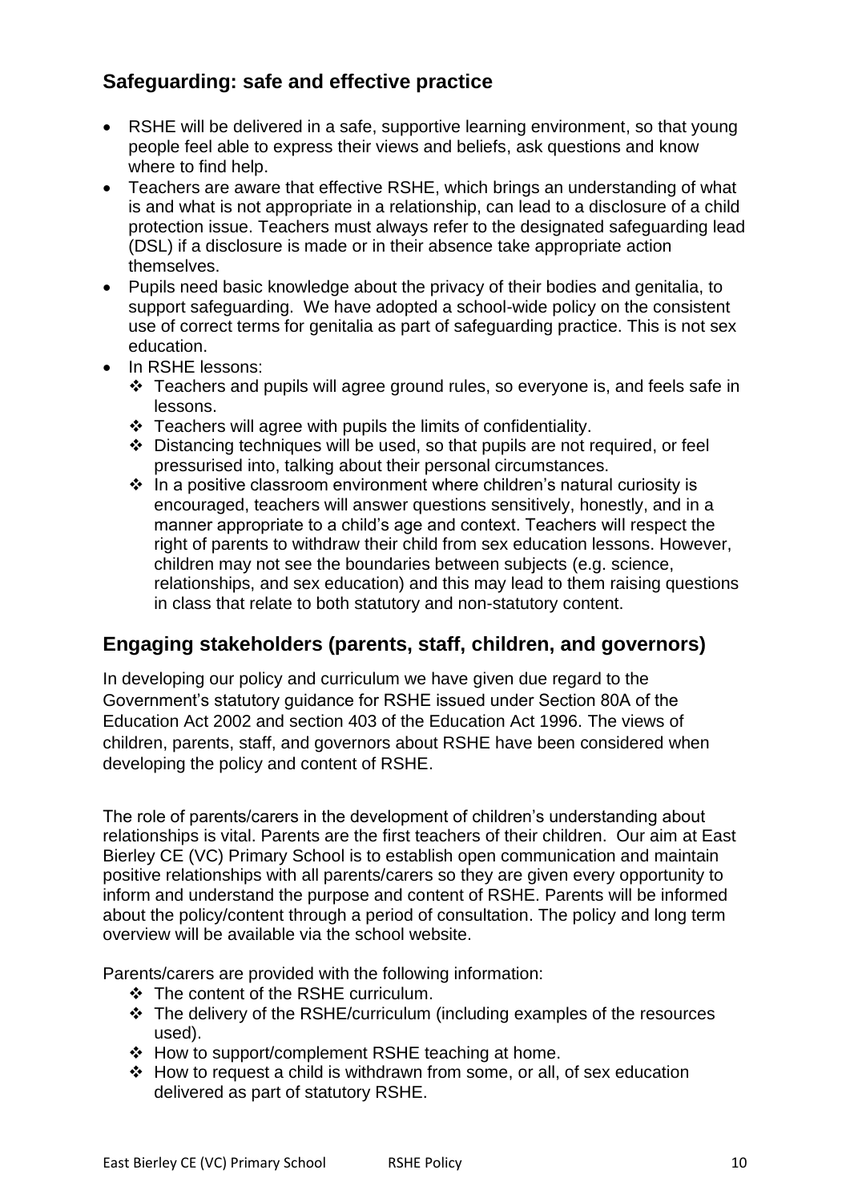## Safeguarding: safe and effective practice

- RSHE will be delivered in a safe, supportive learning environment, so that young people feel able to express their views and beliefs, ask questions and know where to find help.
- Teachers are aware that effective RSHE, which brings an understanding of what is and what is not appropriate in a relationship, can lead to a disclosure of a child protection issue. Teachers must always refer to the designated safeguarding lead (DSL) if a disclosure is made or in their absence take appropriate action themselves.
- Pupils need basic knowledge about the privacy of their bodies and genitalia, to support safeguarding. We have adopted a school-wide policy on the consistent use of correct terms for genitalia as part of safeguarding practice. This is not sex education.
- In RSHE lessons:
  - Teachers and pupils will agree ground rules, so everyone is, and feels safe in lessons.
  - Teachers will agree with pupils the limits of confidentiality.
  - Distancing techniques will be used, so that pupils are not required, or feel pressurised into, talking about their personal circumstances.
  - In a positive classroom environment where children's natural curiosity is encouraged, teachers will answer questions sensitively, honestly, and in a manner appropriate to a child's age and context. Teachers will respect the right of parents to withdraw their child from sex education lessons. However, children may not see the boundaries between subjects (e.g. science, relationships, and sex education) and this may lead to them raising questions in class that relate to both statutory and non-statutory content.

## Engaging stakeholders (parents, staff, children, and governors)

In developing our policy and curriculum we have given due regard to the Government's statutory guidance for RSHE issued under Section 80A of the Education Act 2002 and section 403 of the Education Act 1996. The views of children, parents, staff, and governors about RSHE have been considered when developing the policy and content of RSHE.

The role of parents/carers in the development of children's understanding about relationships is vital. Parents are the first teachers of their children. Our aim at East Bierley CE (VC) Primary School is to establish open communication and maintain positive relationships with all parents/carers so they are given every opportunity to inform and understand the purpose and content of RSHE. Parents will be informed about the policy/content through a period of consultation. The policy and long term overview will be available via the school website.

Parents/carers are provided with the following information:

- The content of the RSHE curriculum.
- The delivery of the RSHE/curriculum (including examples of the resources used).
- How to support/complement RSHE teaching at home.
- How to request a child is withdrawn from some, or all, of sex education delivered as part of statutory RSHE.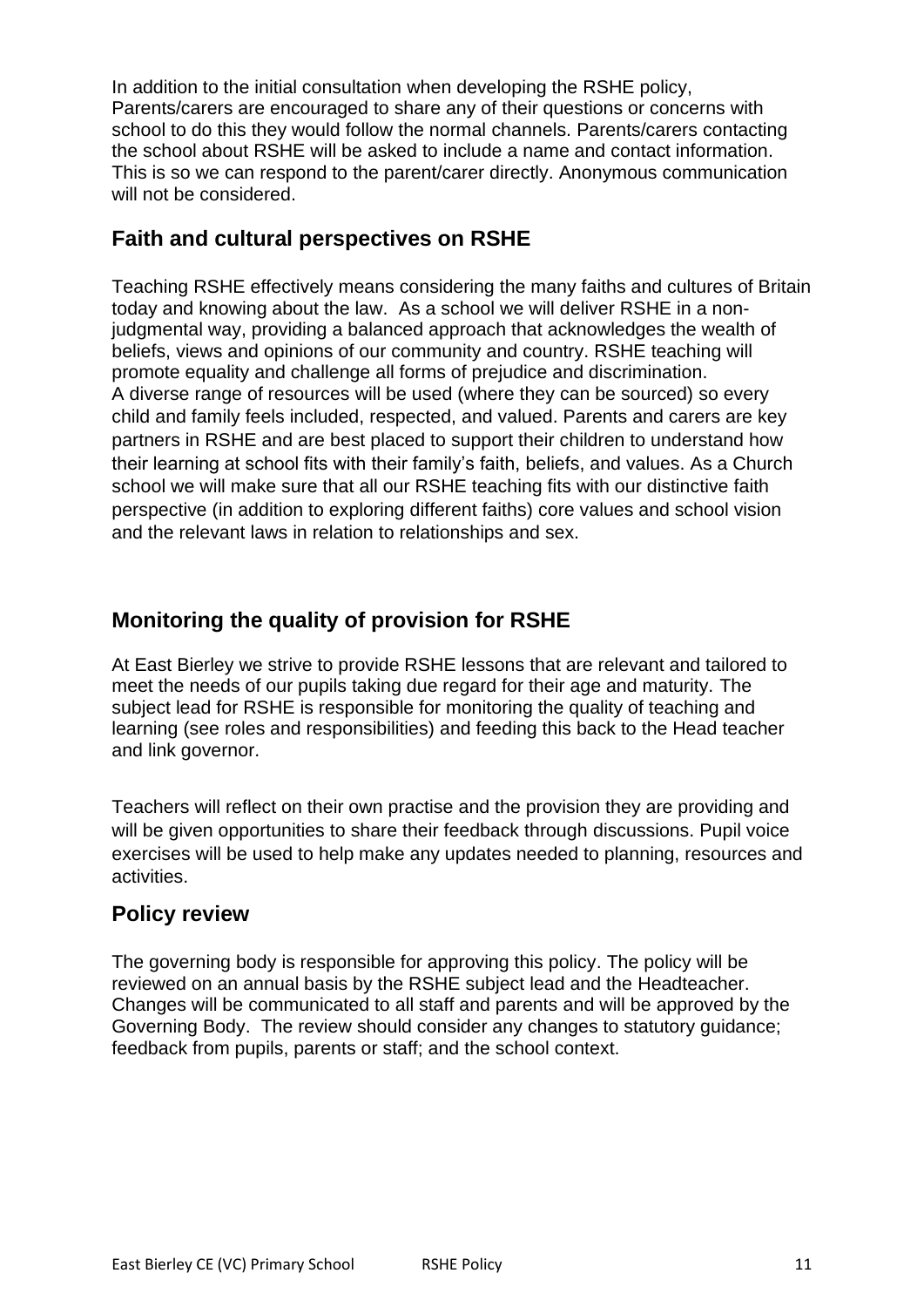In addition to the initial consultation when developing the RSHE policy, Parents/carers are encouraged to share any of their questions or concerns with school to do this they would follow the normal channels. Parents/carers contacting the school about RSHE will be asked to include a name and contact information. This is so we can respond to the parent/carer directly. Anonymous communication will not be considered.

## Faith and cultural perspectives on RSHE

Teaching RSHE effectively means considering the many faiths and cultures of Britain today and knowing about the law. As a school we will deliver RSHE in a non-judgmental way, providing a balanced approach that acknowledges the wealth of beliefs, views and opinions of our community and country. RSHE teaching will promote equality and challenge all forms of prejudice and discrimination. A diverse range of resources will be used (where they can be sourced) so every child and family feels included, respected, and valued. Parents and carers are key partners in RSHE and are best placed to support their children to understand how their learning at school fits with their family's faith, beliefs, and values. As a Church school we will make sure that all our RSHE teaching fits with our distinctive faith perspective (in addition to exploring different faiths) core values and school vision and the relevant laws in relation to relationships and sex.

## Monitoring the quality of provision for RSHE

At East Bierley we strive to provide RSHE lessons that are relevant and tailored to meet the needs of our pupils taking due regard for their age and maturity. The subject lead for RSHE is responsible for monitoring the quality of teaching and learning (see roles and responsibilities) and feeding this back to the Head teacher and link governor.

Teachers will reflect on their own practise and the provision they are providing and will be given opportunities to share their feedback through discussions. Pupil voice exercises will be used to help make any updates needed to planning, resources and activities.

## Policy review

The governing body is responsible for approving this policy. The policy will be reviewed on an annual basis by the RSHE subject lead and the Headteacher. Changes will be communicated to all staff and parents and will be approved by the Governing Body. The review should consider any changes to statutory guidance; feedback from pupils, parents or staff; and the school context.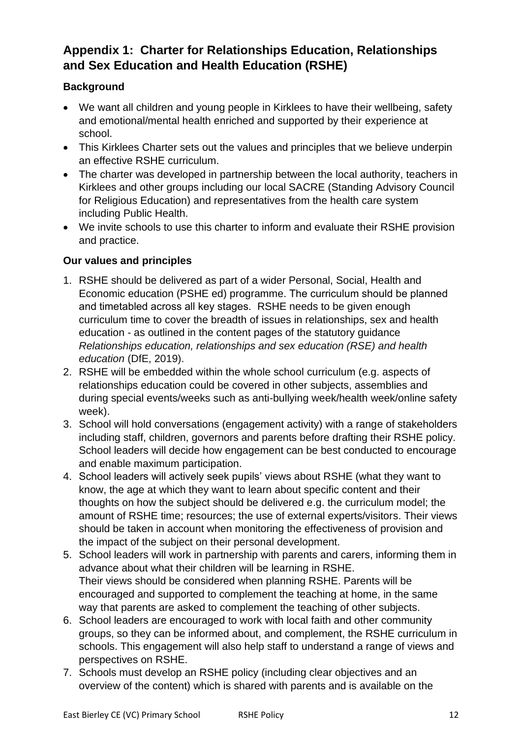## Appendix 1: Charter for Relationships Education, Relationships and Sex Education and Health Education (RSHE)

### Background

- We want all children and young people in Kirklees to have their wellbeing, safety and emotional/mental health enriched and supported by their experience at school.
- This Kirklees Charter sets out the values and principles that we believe underpin an effective RSHE curriculum.
- The charter was developed in partnership between the local authority, teachers in Kirklees and other groups including our local SACRE (Standing Advisory Council for Religious Education) and representatives from the health care system including Public Health.
- We invite schools to use this charter to inform and evaluate their RSHE provision and practice.

### Our values and principles

1. RSHE should be delivered as part of a wider Personal, Social, Health and Economic education (PSHE ed) programme. The curriculum should be planned and timetabled across all key stages. RSHE needs to be given enough curriculum time to cover the breadth of issues in relationships, sex and health education - as outlined in the content pages of the statutory guidance *Relationships education, relationships and sex education (RSE) and health education* (DfE, 2019).
2. RSHE will be embedded within the whole school curriculum (e.g. aspects of relationships education could be covered in other subjects, assemblies and during special events/weeks such as anti-bullying week/health week/online safety week).
3. School will hold conversations (engagement activity) with a range of stakeholders including staff, children, governors and parents before drafting their RSHE policy. School leaders will decide how engagement can be best conducted to encourage and enable maximum participation.
4. School leaders will actively seek pupils' views about RSHE (what they want to know, the age at which they want to learn about specific content and their thoughts on how the subject should be delivered e.g. the curriculum model; the amount of RSHE time; resources; the use of external experts/visitors. Their views should be taken in account when monitoring the effectiveness of provision and the impact of the subject on their personal development.
5. School leaders will work in partnership with parents and carers, informing them in advance about what their children will be learning in RSHE.
   Their views should be considered when planning RSHE. Parents will be encouraged and supported to complement the teaching at home, in the same way that parents are asked to complement the teaching of other subjects.
6. School leaders are encouraged to work with local faith and other community groups, so they can be informed about, and complement, the RSHE curriculum in schools. This engagement will also help staff to understand a range of views and perspectives on RSHE.
7. Schools must develop an RSHE policy (including clear objectives and an overview of the content) which is shared with parents and is available on the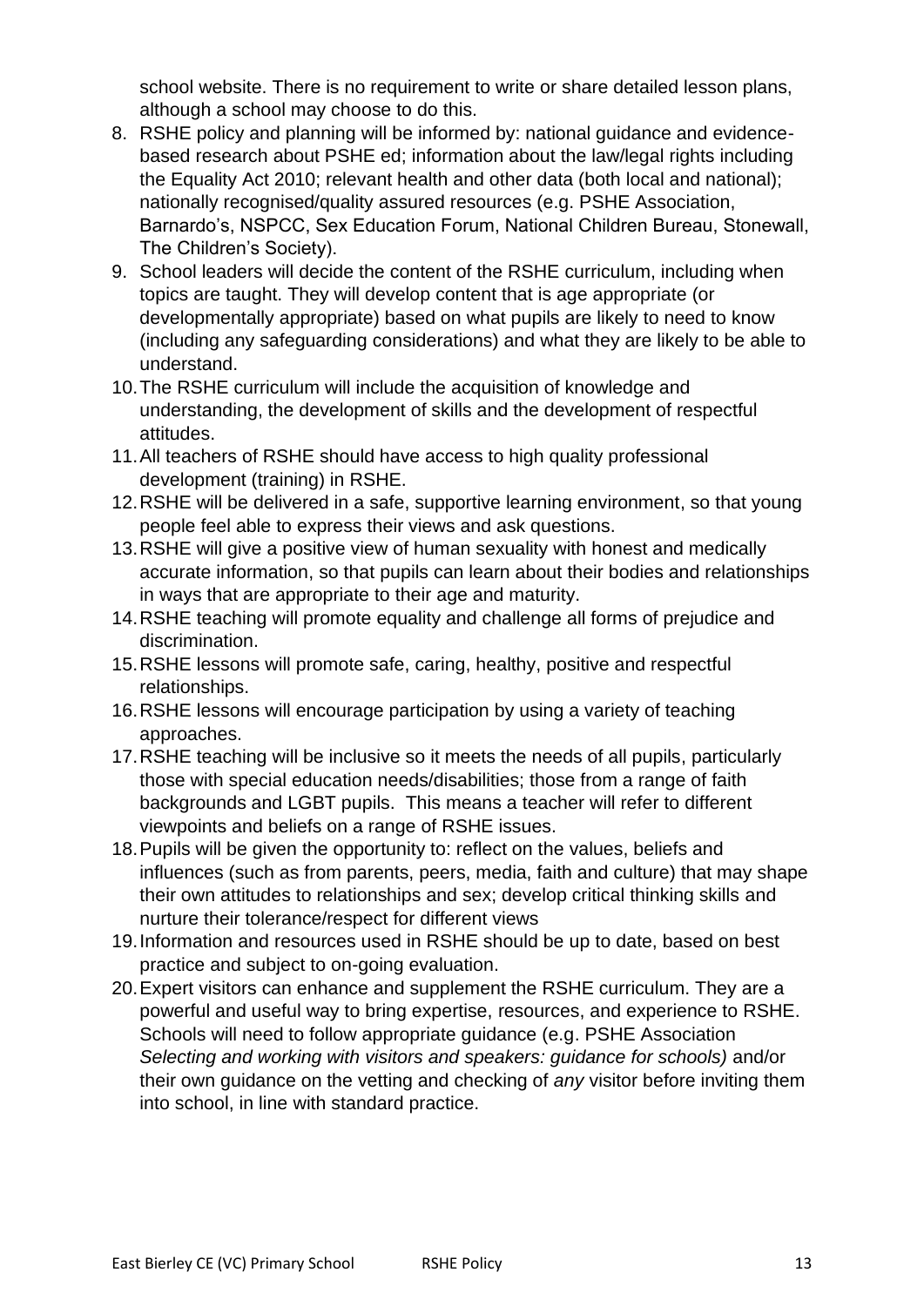school website. There is no requirement to write or share detailed lesson plans, although a school may choose to do this.

8. RSHE policy and planning will be informed by: national guidance and evidence-based research about PSHE ed; information about the law/legal rights including the Equality Act 2010; relevant health and other data (both local and national); nationally recognised/quality assured resources (e.g. PSHE Association, Barnardo's, NSPCC, Sex Education Forum, National Children Bureau, Stonewall, The Children's Society).
9. School leaders will decide the content of the RSHE curriculum, including when topics are taught. They will develop content that is age appropriate (or developmentally appropriate) based on what pupils are likely to need to know (including any safeguarding considerations) and what they are likely to be able to understand.
10. The RSHE curriculum will include the acquisition of knowledge and understanding, the development of skills and the development of respectful attitudes.
11. All teachers of RSHE should have access to high quality professional development (training) in RSHE.
12. RSHE will be delivered in a safe, supportive learning environment, so that young people feel able to express their views and ask questions.
13. RSHE will give a positive view of human sexuality with honest and medically accurate information, so that pupils can learn about their bodies and relationships in ways that are appropriate to their age and maturity.
14. RSHE teaching will promote equality and challenge all forms of prejudice and discrimination.
15. RSHE lessons will promote safe, caring, healthy, positive and respectful relationships.
16. RSHE lessons will encourage participation by using a variety of teaching approaches.
17. RSHE teaching will be inclusive so it meets the needs of all pupils, particularly those with special education needs/disabilities; those from a range of faith backgrounds and LGBT pupils. This means a teacher will refer to different viewpoints and beliefs on a range of RSHE issues.
18. Pupils will be given the opportunity to: reflect on the values, beliefs and influences (such as from parents, peers, media, faith and culture) that may shape their own attitudes to relationships and sex; develop critical thinking skills and nurture their tolerance/respect for different views
19. Information and resources used in RSHE should be up to date, based on best practice and subject to on-going evaluation.
20. Expert visitors can enhance and supplement the RSHE curriculum. They are a powerful and useful way to bring expertise, resources, and experience to RSHE. Schools will need to follow appropriate guidance (e.g. PSHE Association *Selecting and working with visitors and speakers: guidance for schools)* and/or their own guidance on the vetting and checking of *any* visitor before inviting them into school, in line with standard practice.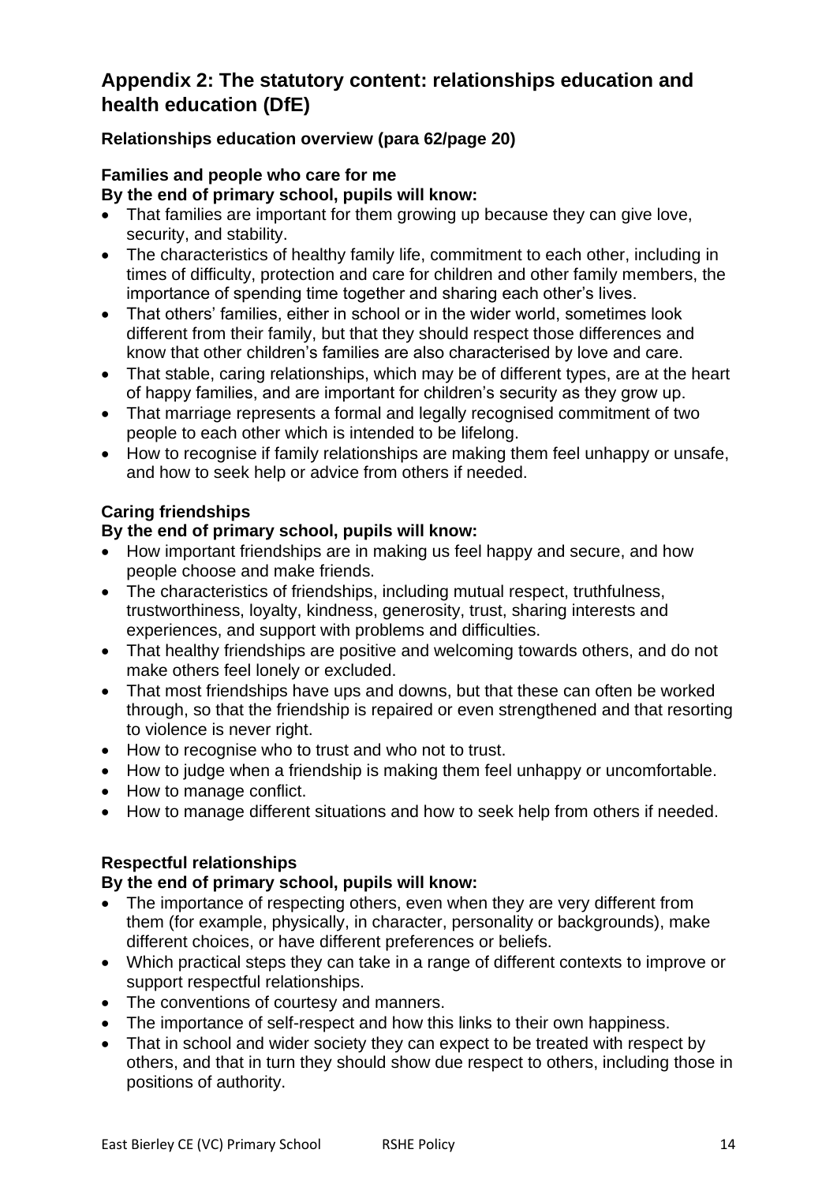## Appendix 2: The statutory content: relationships education and health education (DfE)

### Relationships education overview (para 62/page 20)

**Families and people who care for me**
**By the end of primary school, pupils will know:**

- That families are important for them growing up because they can give love, security, and stability.
- The characteristics of healthy family life, commitment to each other, including in times of difficulty, protection and care for children and other family members, the importance of spending time together and sharing each other's lives.
- That others' families, either in school or in the wider world, sometimes look different from their family, but that they should respect those differences and know that other children's families are also characterised by love and care.
- That stable, caring relationships, which may be of different types, are at the heart of happy families, and are important for children's security as they grow up.
- That marriage represents a formal and legally recognised commitment of two people to each other which is intended to be lifelong.
- How to recognise if family relationships are making them feel unhappy or unsafe, and how to seek help or advice from others if needed.

**Caring friendships**
**By the end of primary school, pupils will know:**

- How important friendships are in making us feel happy and secure, and how people choose and make friends.
- The characteristics of friendships, including mutual respect, truthfulness, trustworthiness, loyalty, kindness, generosity, trust, sharing interests and experiences, and support with problems and difficulties.
- That healthy friendships are positive and welcoming towards others, and do not make others feel lonely or excluded.
- That most friendships have ups and downs, but that these can often be worked through, so that the friendship is repaired or even strengthened and that resorting to violence is never right.
- How to recognise who to trust and who not to trust.
- How to judge when a friendship is making them feel unhappy or uncomfortable.
- How to manage conflict.
- How to manage different situations and how to seek help from others if needed.

**Respectful relationships**
**By the end of primary school, pupils will know:**

- The importance of respecting others, even when they are very different from them (for example, physically, in character, personality or backgrounds), make different choices, or have different preferences or beliefs.
- Which practical steps they can take in a range of different contexts to improve or support respectful relationships.
- The conventions of courtesy and manners.
- The importance of self-respect and how this links to their own happiness.
- That in school and wider society they can expect to be treated with respect by others, and that in turn they should show due respect to others, including those in positions of authority.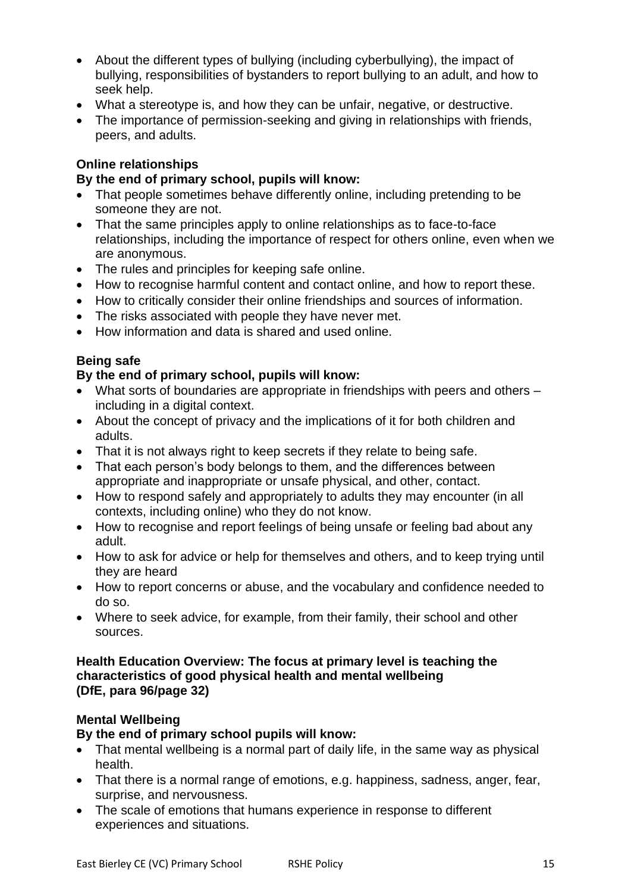- About the different types of bullying (including cyberbullying), the impact of bullying, responsibilities of bystanders to report bullying to an adult, and how to seek help.
- What a stereotype is, and how they can be unfair, negative, or destructive.
- The importance of permission-seeking and giving in relationships with friends, peers, and adults.

**Online relationships**

**By the end of primary school, pupils will know:**

- That people sometimes behave differently online, including pretending to be someone they are not.
- That the same principles apply to online relationships as to face-to-face relationships, including the importance of respect for others online, even when we are anonymous.
- The rules and principles for keeping safe online.
- How to recognise harmful content and contact online, and how to report these.
- How to critically consider their online friendships and sources of information.
- The risks associated with people they have never met.
- How information and data is shared and used online.

**Being safe**

**By the end of primary school, pupils will know:**

- What sorts of boundaries are appropriate in friendships with peers and others – including in a digital context.
- About the concept of privacy and the implications of it for both children and adults.
- That it is not always right to keep secrets if they relate to being safe.
- That each person's body belongs to them, and the differences between appropriate and inappropriate or unsafe physical, and other, contact.
- How to respond safely and appropriately to adults they may encounter (in all contexts, including online) who they do not know.
- How to recognise and report feelings of being unsafe or feeling bad about any adult.
- How to ask for advice or help for themselves and others, and to keep trying until they are heard
- How to report concerns or abuse, and the vocabulary and confidence needed to do so.
- Where to seek advice, for example, from their family, their school and other sources.

**Health Education Overview: The focus at primary level is teaching the characteristics of good physical health and mental wellbeing (DfE, para 96/page 32)**

**Mental Wellbeing**

**By the end of primary school pupils will know:**

- That mental wellbeing is a normal part of daily life, in the same way as physical health.
- That there is a normal range of emotions, e.g. happiness, sadness, anger, fear, surprise, and nervousness.
- The scale of emotions that humans experience in response to different experiences and situations.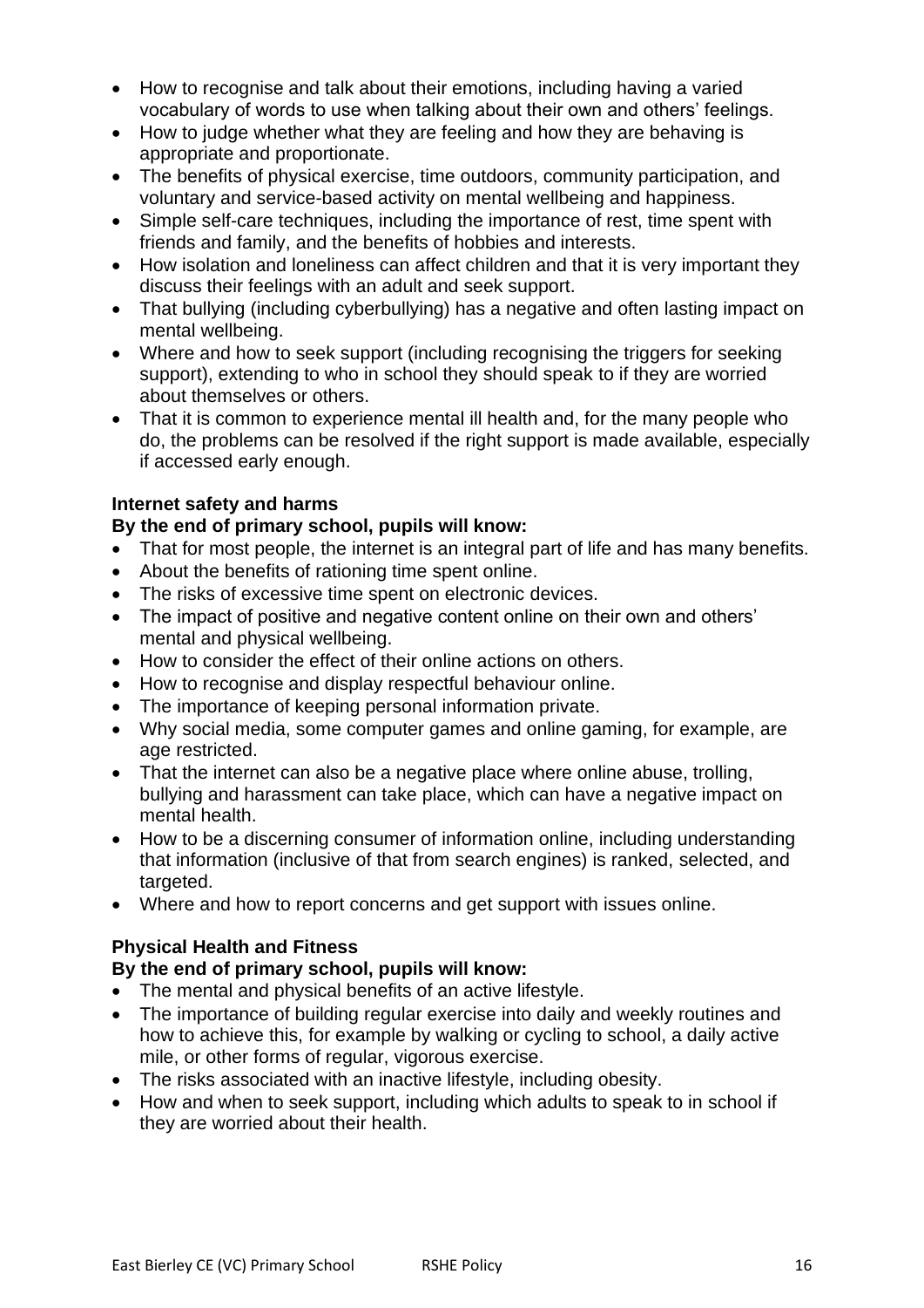- How to recognise and talk about their emotions, including having a varied vocabulary of words to use when talking about their own and others' feelings.
- How to judge whether what they are feeling and how they are behaving is appropriate and proportionate.
- The benefits of physical exercise, time outdoors, community participation, and voluntary and service-based activity on mental wellbeing and happiness.
- Simple self-care techniques, including the importance of rest, time spent with friends and family, and the benefits of hobbies and interests.
- How isolation and loneliness can affect children and that it is very important they discuss their feelings with an adult and seek support.
- That bullying (including cyberbullying) has a negative and often lasting impact on mental wellbeing.
- Where and how to seek support (including recognising the triggers for seeking support), extending to who in school they should speak to if they are worried about themselves or others.
- That it is common to experience mental ill health and, for the many people who do, the problems can be resolved if the right support is made available, especially if accessed early enough.

**Internet safety and harms**

**By the end of primary school, pupils will know:**

- That for most people, the internet is an integral part of life and has many benefits.
- About the benefits of rationing time spent online.
- The risks of excessive time spent on electronic devices.
- The impact of positive and negative content online on their own and others' mental and physical wellbeing.
- How to consider the effect of their online actions on others.
- How to recognise and display respectful behaviour online.
- The importance of keeping personal information private.
- Why social media, some computer games and online gaming, for example, are age restricted.
- That the internet can also be a negative place where online abuse, trolling, bullying and harassment can take place, which can have a negative impact on mental health.
- How to be a discerning consumer of information online, including understanding that information (inclusive of that from search engines) is ranked, selected, and targeted.
- Where and how to report concerns and get support with issues online.

**Physical Health and Fitness**

**By the end of primary school, pupils will know:**

- The mental and physical benefits of an active lifestyle.
- The importance of building regular exercise into daily and weekly routines and how to achieve this, for example by walking or cycling to school, a daily active mile, or other forms of regular, vigorous exercise.
- The risks associated with an inactive lifestyle, including obesity.
- How and when to seek support, including which adults to speak to in school if they are worried about their health.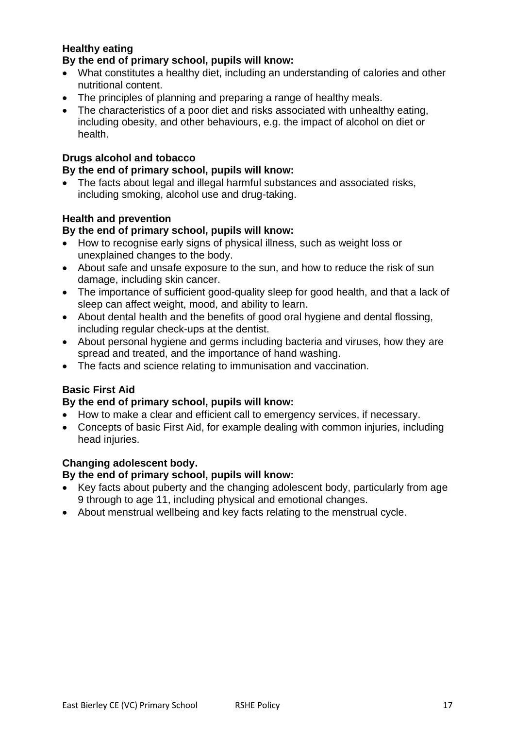**Healthy eating**

**By the end of primary school, pupils will know:**

- What constitutes a healthy diet, including an understanding of calories and other nutritional content.
- The principles of planning and preparing a range of healthy meals.
- The characteristics of a poor diet and risks associated with unhealthy eating, including obesity, and other behaviours, e.g. the impact of alcohol on diet or health.

**Drugs alcohol and tobacco**

**By the end of primary school, pupils will know:**

- The facts about legal and illegal harmful substances and associated risks, including smoking, alcohol use and drug-taking.

**Health and prevention**

**By the end of primary school, pupils will know:**

- How to recognise early signs of physical illness, such as weight loss or unexplained changes to the body.
- About safe and unsafe exposure to the sun, and how to reduce the risk of sun damage, including skin cancer.
- The importance of sufficient good-quality sleep for good health, and that a lack of sleep can affect weight, mood, and ability to learn.
- About dental health and the benefits of good oral hygiene and dental flossing, including regular check-ups at the dentist.
- About personal hygiene and germs including bacteria and viruses, how they are spread and treated, and the importance of hand washing.
- The facts and science relating to immunisation and vaccination.

**Basic First Aid**

**By the end of primary school, pupils will know:**

- How to make a clear and efficient call to emergency services, if necessary.
- Concepts of basic First Aid, for example dealing with common injuries, including head injuries.

**Changing adolescent body.**

**By the end of primary school, pupils will know:**

- Key facts about puberty and the changing adolescent body, particularly from age 9 through to age 11, including physical and emotional changes.
- About menstrual wellbeing and key facts relating to the menstrual cycle.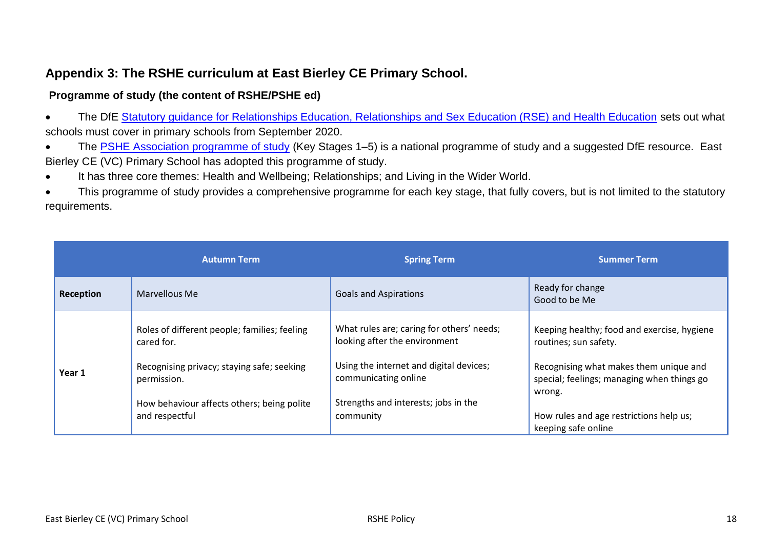## Appendix 3: The RSHE curriculum at East Bierley CE Primary School.

### Programme of study (the content of RSHE/PSHE ed)

- The DfE [Statutory guidance for Relationships Education, Relationships and Sex Education (RSE) and Health Education] sets out what schools must cover in primary schools from September 2020.
- The [PSHE Association programme of study] (Key Stages 1–5) is a national programme of study and a suggested DfE resource. East Bierley CE (VC) Primary School has adopted this programme of study.
- It has three core themes: Health and Wellbeing; Relationships; and Living in the Wider World.
- This programme of study provides a comprehensive programme for each key stage, that fully covers, but is not limited to the statutory requirements.

| | Autumn Term | Spring Term | Summer Term |
|---|---|---|---|
| **Reception** | Marvellous Me | Goals and Aspirations | Ready for change<br>Good to be Me |
| **Year 1** | Roles of different people; families; feeling cared for.<br><br>Recognising privacy; staying safe; seeking permission.<br><br>How behaviour affects others; being polite and respectful | What rules are; caring for others' needs; looking after the environment<br><br>Using the internet and digital devices; communicating online<br><br>Strengths and interests; jobs in the community | Keeping healthy; food and exercise, hygiene routines; sun safety.<br><br>Recognising what makes them unique and special; feelings; managing when things go wrong.<br><br>How rules and age restrictions help us; keeping safe online |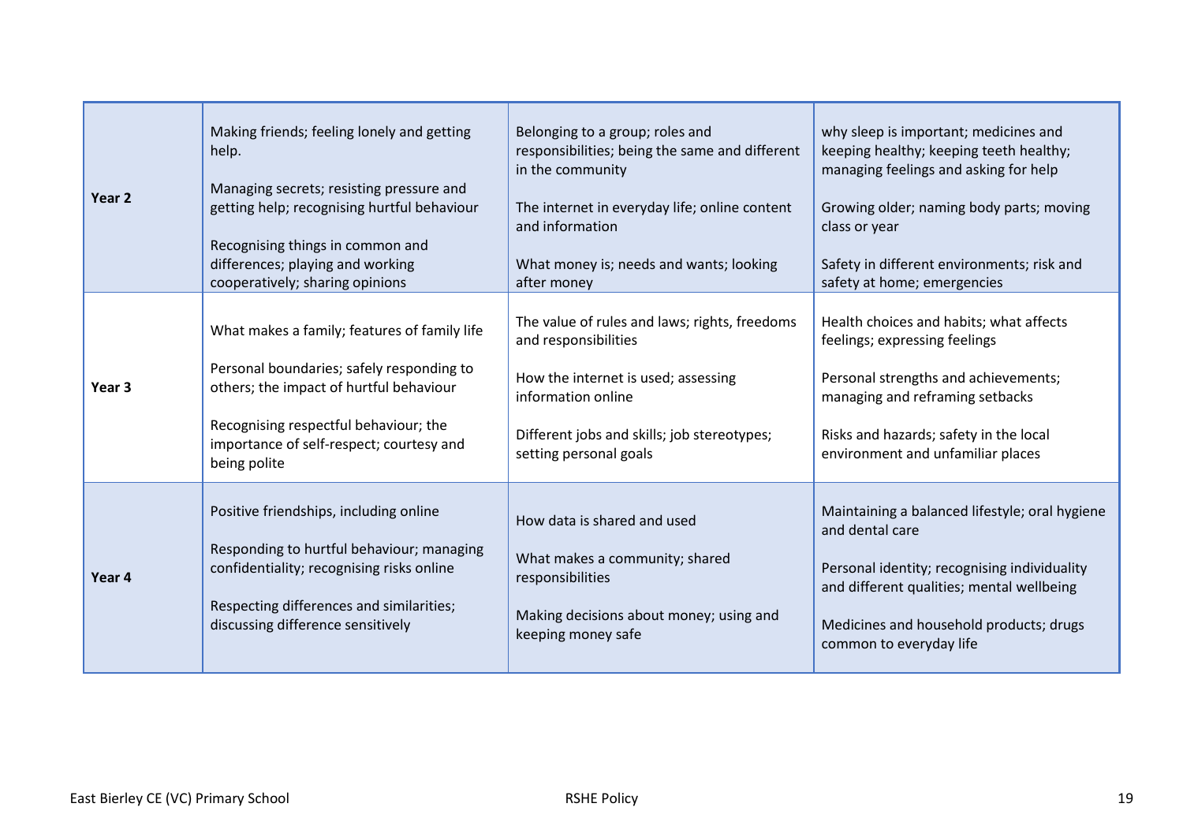| | | | |
|---|---|---|---|
| **Year 2** | Making friends; feeling lonely and getting help.<br><br>Managing secrets; resisting pressure and getting help; recognising hurtful behaviour<br><br>Recognising things in common and differences; playing and working cooperatively; sharing opinions | Belonging to a group; roles and responsibilities; being the same and different in the community<br><br>The internet in everyday life; online content and information<br><br>What money is; needs and wants; looking after money | why sleep is important; medicines and keeping healthy; keeping teeth healthy; managing feelings and asking for help<br><br>Growing older; naming body parts; moving class or year<br><br>Safety in different environments; risk and safety at home; emergencies |
| **Year 3** | What makes a family; features of family life<br><br>Personal boundaries; safely responding to others; the impact of hurtful behaviour<br><br>Recognising respectful behaviour; the importance of self-respect; courtesy and being polite | The value of rules and laws; rights, freedoms and responsibilities<br><br>How the internet is used; assessing information online<br><br>Different jobs and skills; job stereotypes; setting personal goals | Health choices and habits; what affects feelings; expressing feelings<br><br>Personal strengths and achievements; managing and reframing setbacks<br><br>Risks and hazards; safety in the local environment and unfamiliar places |
| **Year 4** | Positive friendships, including online<br><br>Responding to hurtful behaviour; managing confidentiality; recognising risks online<br><br>Respecting differences and similarities; discussing difference sensitively | How data is shared and used<br><br>What makes a community; shared responsibilities<br><br>Making decisions about money; using and keeping money safe | Maintaining a balanced lifestyle; oral hygiene and dental care<br><br>Personal identity; recognising individuality and different qualities; mental wellbeing<br><br>Medicines and household products; drugs common to everyday life |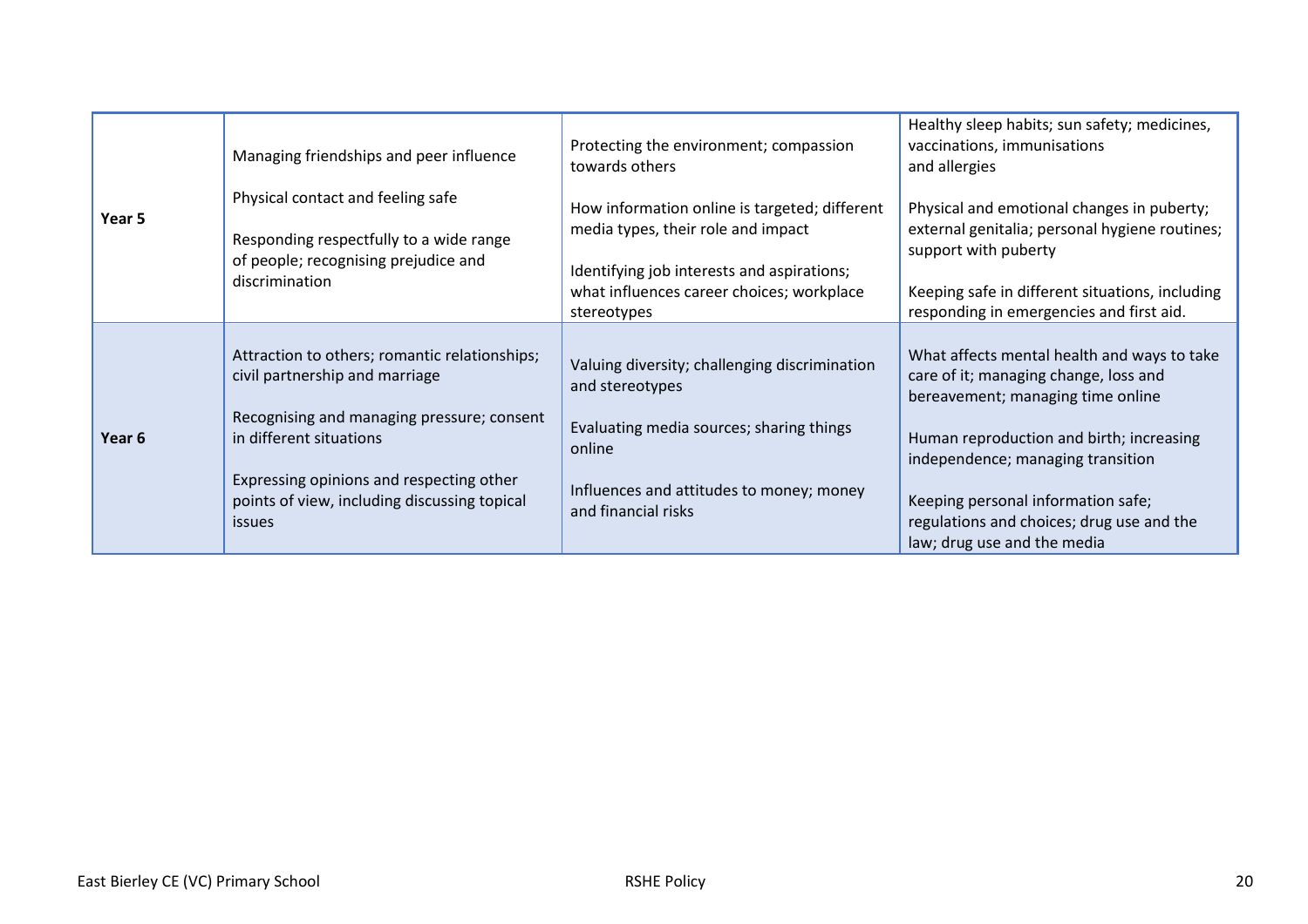| | | | |
|---|---|---|---|
| **Year 5** | Managing friendships and peer influence<br><br>Physical contact and feeling safe<br><br>Responding respectfully to a wide range of people; recognising prejudice and discrimination | Protecting the environment; compassion towards others<br><br>How information online is targeted; different media types, their role and impact<br><br>Identifying job interests and aspirations; what influences career choices; workplace stereotypes | Healthy sleep habits; sun safety; medicines, vaccinations, immunisations and allergies<br><br>Physical and emotional changes in puberty; external genitalia; personal hygiene routines; support with puberty<br><br>Keeping safe in different situations, including responding in emergencies and first aid. |
| **Year 6** | Attraction to others; romantic relationships; civil partnership and marriage<br><br>Recognising and managing pressure; consent in different situations<br><br>Expressing opinions and respecting other points of view, including discussing topical issues | Valuing diversity; challenging discrimination and stereotypes<br><br>Evaluating media sources; sharing things online<br><br>Influences and attitudes to money; money and financial risks | What affects mental health and ways to take care of it; managing change, loss and bereavement; managing time online<br><br>Human reproduction and birth; increasing independence; managing transition<br><br>Keeping personal information safe; regulations and choices; drug use and the law; drug use and the media |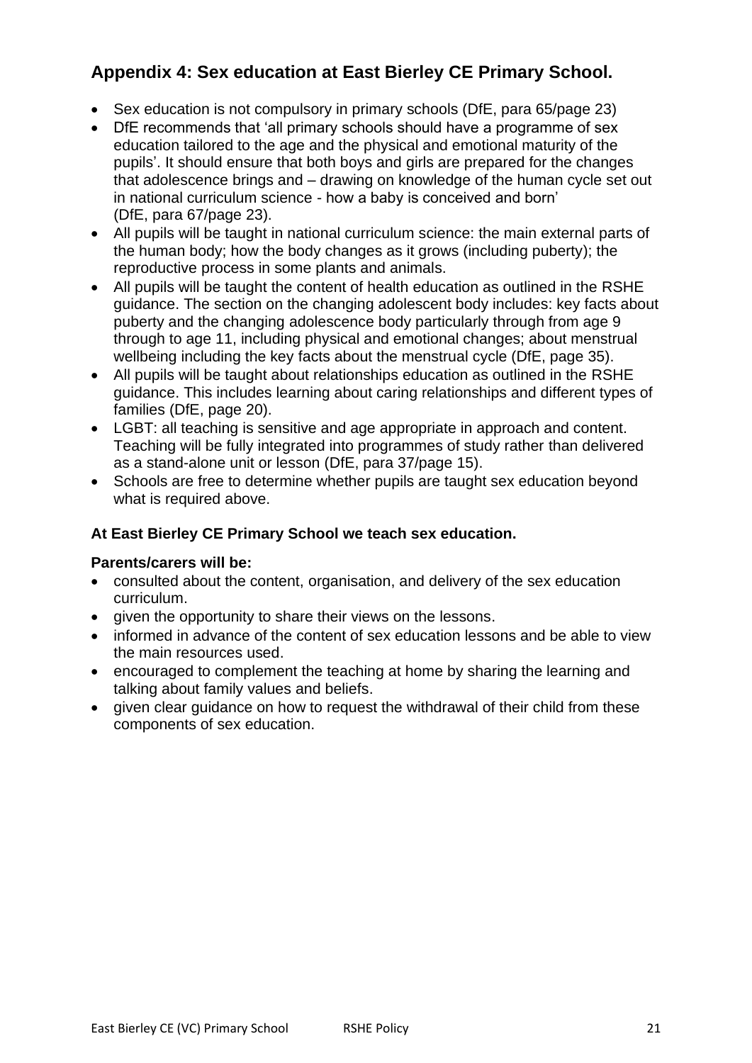## Appendix 4: Sex education at East Bierley CE Primary School.

- Sex education is not compulsory in primary schools (DfE, para 65/page 23)
- DfE recommends that 'all primary schools should have a programme of sex education tailored to the age and the physical and emotional maturity of the pupils'. It should ensure that both boys and girls are prepared for the changes that adolescence brings and – drawing on knowledge of the human cycle set out in national curriculum science - how a baby is conceived and born' (DfE, para 67/page 23).
- All pupils will be taught in national curriculum science: the main external parts of the human body; how the body changes as it grows (including puberty); the reproductive process in some plants and animals.
- All pupils will be taught the content of health education as outlined in the RSHE guidance. The section on the changing adolescent body includes: key facts about puberty and the changing adolescence body particularly through from age 9 through to age 11, including physical and emotional changes; about menstrual wellbeing including the key facts about the menstrual cycle (DfE, page 35).
- All pupils will be taught about relationships education as outlined in the RSHE guidance. This includes learning about caring relationships and different types of families (DfE, page 20).
- LGBT: all teaching is sensitive and age appropriate in approach and content. Teaching will be fully integrated into programmes of study rather than delivered as a stand-alone unit or lesson (DfE, para 37/page 15).
- Schools are free to determine whether pupils are taught sex education beyond what is required above.

**At East Bierley CE Primary School we teach sex education.**

**Parents/carers will be:**

- consulted about the content, organisation, and delivery of the sex education curriculum.
- given the opportunity to share their views on the lessons.
- informed in advance of the content of sex education lessons and be able to view the main resources used.
- encouraged to complement the teaching at home by sharing the learning and talking about family values and beliefs.
- given clear guidance on how to request the withdrawal of their child from these components of sex education.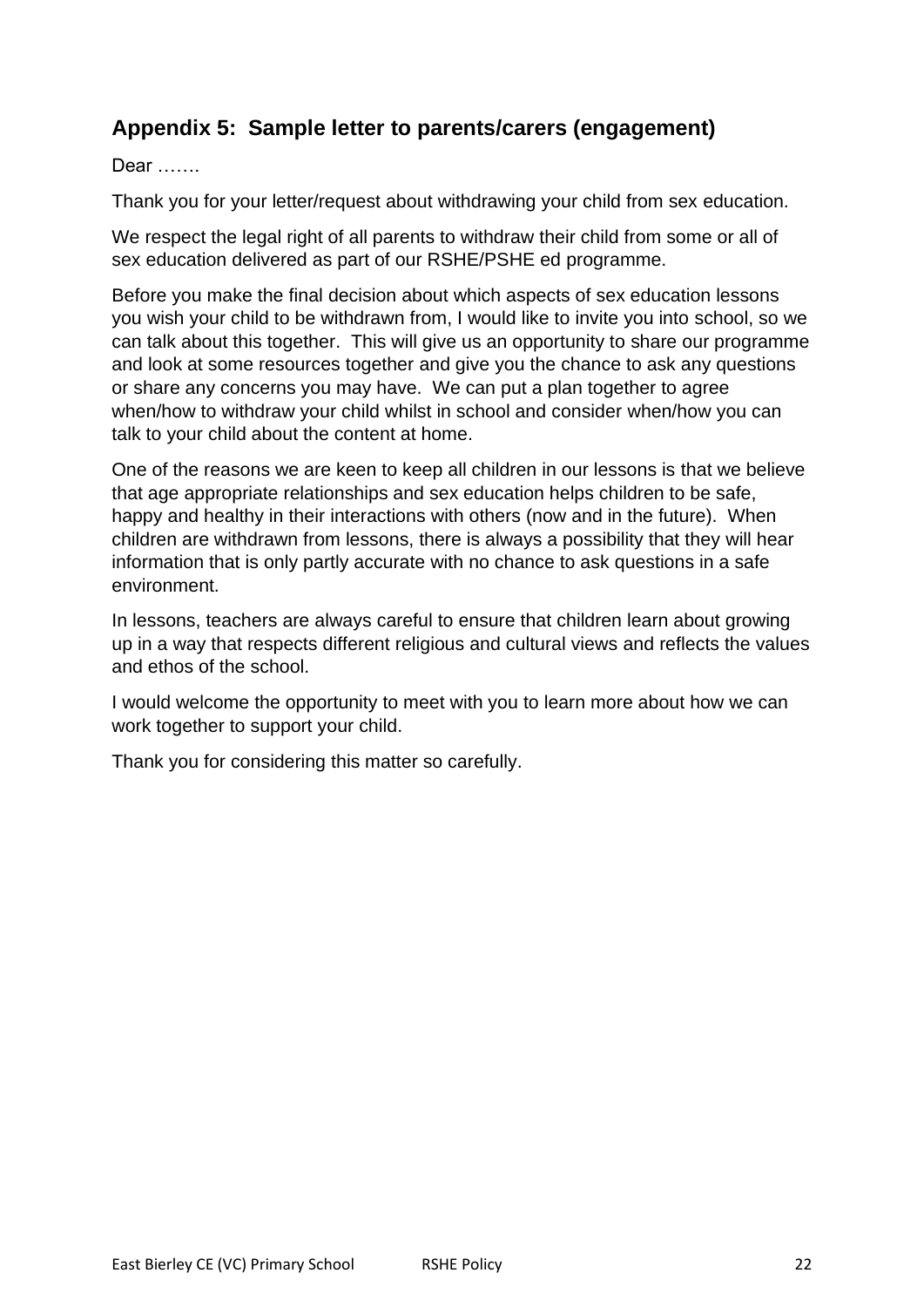## Appendix 5: Sample letter to parents/carers (engagement)

Dear …….

Thank you for your letter/request about withdrawing your child from sex education.

We respect the legal right of all parents to withdraw their child from some or all of sex education delivered as part of our RSHE/PSHE ed programme.

Before you make the final decision about which aspects of sex education lessons you wish your child to be withdrawn from, I would like to invite you into school, so we can talk about this together. This will give us an opportunity to share our programme and look at some resources together and give you the chance to ask any questions or share any concerns you may have. We can put a plan together to agree when/how to withdraw your child whilst in school and consider when/how you can talk to your child about the content at home.

One of the reasons we are keen to keep all children in our lessons is that we believe that age appropriate relationships and sex education helps children to be safe, happy and healthy in their interactions with others (now and in the future). When children are withdrawn from lessons, there is always a possibility that they will hear information that is only partly accurate with no chance to ask questions in a safe environment.

In lessons, teachers are always careful to ensure that children learn about growing up in a way that respects different religious and cultural views and reflects the values and ethos of the school.

I would welcome the opportunity to meet with you to learn more about how we can work together to support your child.

Thank you for considering this matter so carefully.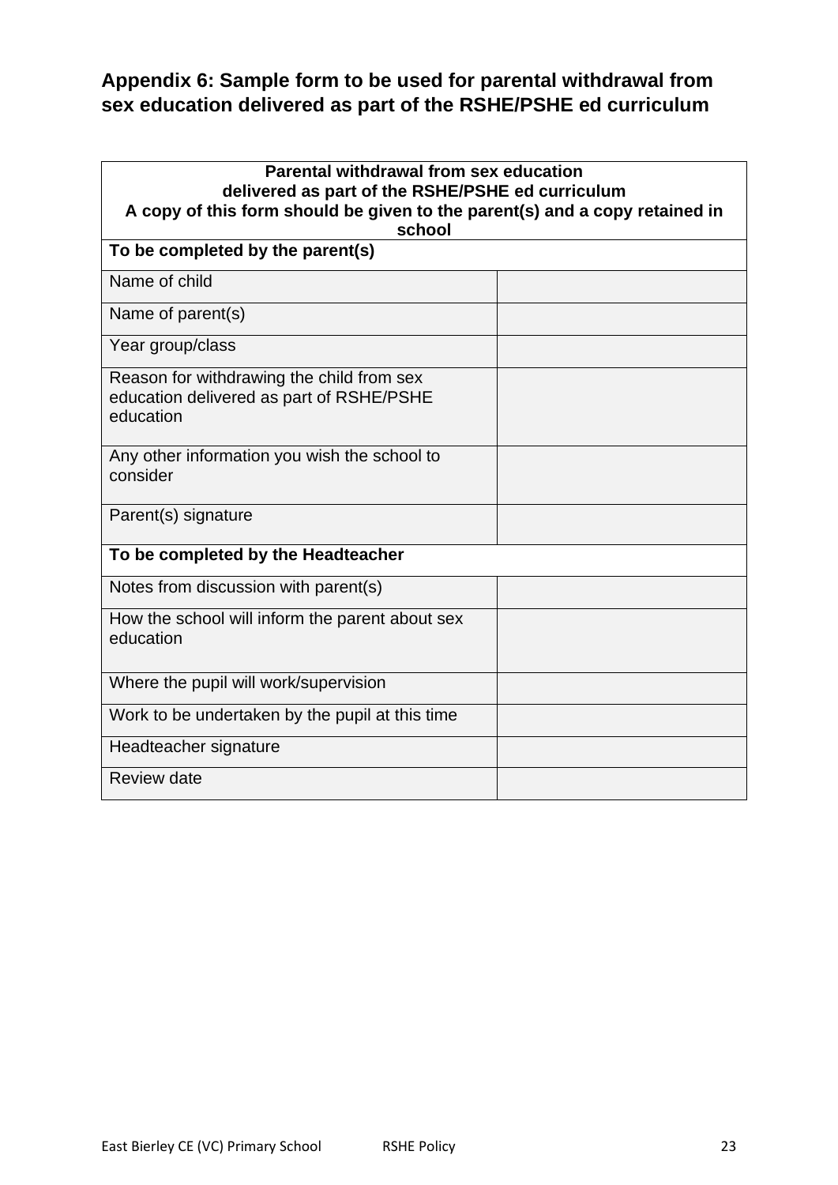## Appendix 6: Sample form to be used for parental withdrawal from sex education delivered as part of the RSHE/PSHE ed curriculum

| **Parental withdrawal from sex education delivered as part of the RSHE/PSHE ed curriculum A copy of this form should be given to the parent(s) and a copy retained in school** | |
|---|---|
| **To be completed by the parent(s)** | |
| Name of child | |
| Name of parent(s) | |
| Year group/class | |
| Reason for withdrawing the child from sex education delivered as part of RSHE/PSHE education | |
| Any other information you wish the school to consider | |
| Parent(s) signature | |
| **To be completed by the Headteacher** | |
| Notes from discussion with parent(s) | |
| How the school will inform the parent about sex education | |
| Where the pupil will work/supervision | |
| Work to be undertaken by the pupil at this time | |
| Headteacher signature | |
| Review date | |